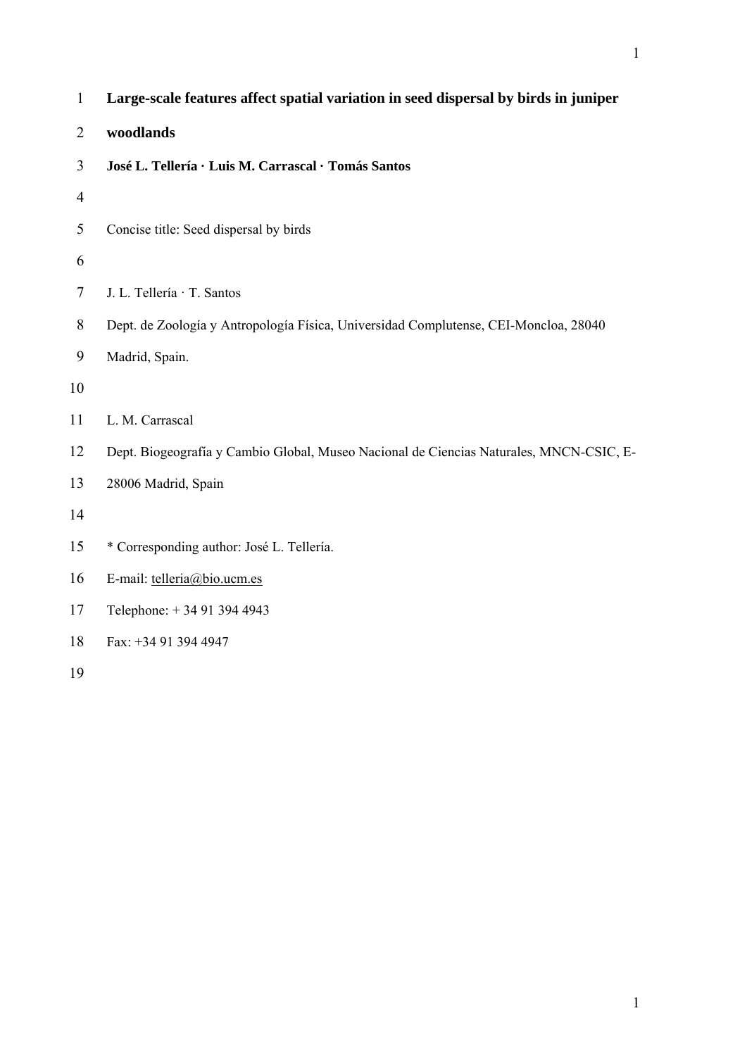# Large-scale features affect spatial variation in seed dispersal by birds in juniper woodlands

**José L. Tellería · Luis M. Carrascal · Tomás Santos**

Concise title: Seed dispersal by birds

J. L. Tellería · T. Santos

Dept. de Zoología y Antropología Física, Universidad Complutense, CEI-Moncloa, 28040 Madrid, Spain.

L. M. Carrascal

Dept. Biogeografía y Cambio Global, Museo Nacional de Ciencias Naturales, MNCN-CSIC, E-28006 Madrid, Spain

* Corresponding author: José L. Tellería.

E-mail: telleria@bio.ucm.es

Telephone: + 34 91 394 4943

Fax: +34 91 394 4947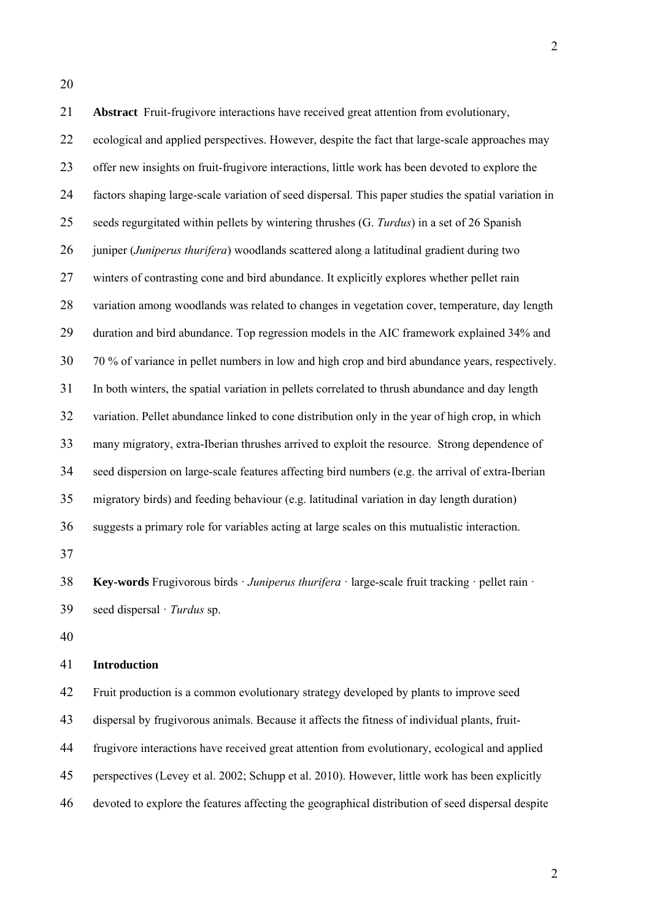**Abstract** Fruit-frugivore interactions have received great attention from evolutionary, ecological and applied perspectives. However, despite the fact that large-scale approaches may offer new insights on fruit-frugivore interactions, little work has been devoted to explore the factors shaping large-scale variation of seed dispersal. This paper studies the spatial variation in seeds regurgitated within pellets by wintering thrushes (G. *Turdus*) in a set of 26 Spanish juniper (*Juniperus thurifera*) woodlands scattered along a latitudinal gradient during two winters of contrasting cone and bird abundance. It explicitly explores whether pellet rain variation among woodlands was related to changes in vegetation cover, temperature, day length duration and bird abundance. Top regression models in the AIC framework explained 34% and 70 % of variance in pellet numbers in low and high crop and bird abundance years, respectively. In both winters, the spatial variation in pellets correlated to thrush abundance and day length variation. Pellet abundance linked to cone distribution only in the year of high crop, in which many migratory, extra-Iberian thrushes arrived to exploit the resource. Strong dependence of seed dispersion on large-scale features affecting bird numbers (e.g. the arrival of extra-Iberian migratory birds) and feeding behaviour (e.g. latitudinal variation in day length duration) suggests a primary role for variables acting at large scales on this mutualistic interaction.

**Key-words** Frugivorous birds · *Juniperus thurifera* · large-scale fruit tracking · pellet rain · seed dispersal · *Turdus* sp.

## Introduction

Fruit production is a common evolutionary strategy developed by plants to improve seed dispersal by frugivorous animals. Because it affects the fitness of individual plants, fruit-frugivore interactions have received great attention from evolutionary, ecological and applied perspectives (Levey et al. 2002; Schupp et al. 2010). However, little work has been explicitly devoted to explore the features affecting the geographical distribution of seed dispersal despite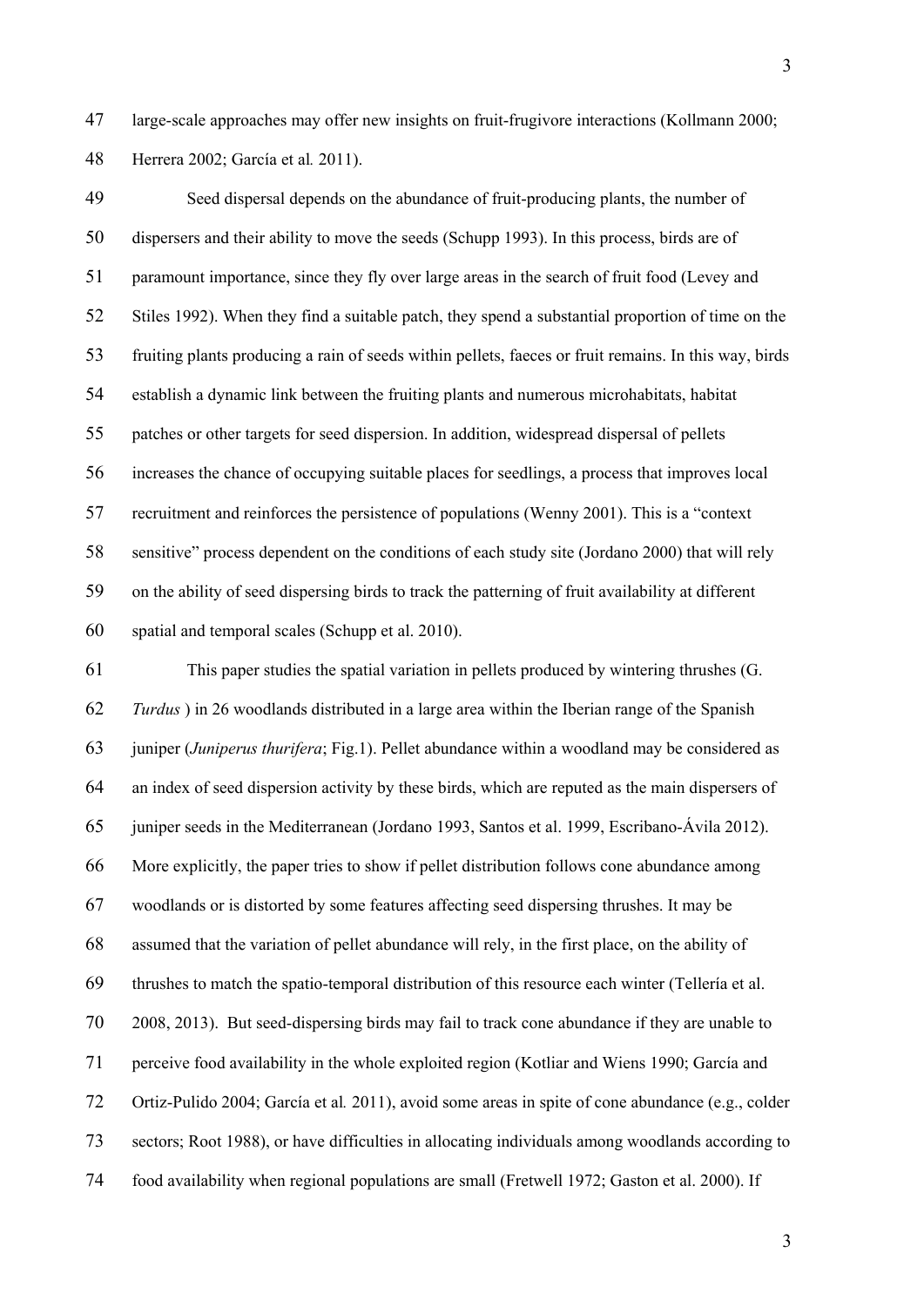large-scale approaches may offer new insights on fruit-frugivore interactions (Kollmann 2000; Herrera 2002; García et al*.* 2011).

Seed dispersal depends on the abundance of fruit-producing plants, the number of dispersers and their ability to move the seeds (Schupp 1993). In this process, birds are of paramount importance, since they fly over large areas in the search of fruit food (Levey and Stiles 1992). When they find a suitable patch, they spend a substantial proportion of time on the fruiting plants producing a rain of seeds within pellets, faeces or fruit remains. In this way, birds establish a dynamic link between the fruiting plants and numerous microhabitats, habitat patches or other targets for seed dispersion. In addition, widespread dispersal of pellets increases the chance of occupying suitable places for seedlings, a process that improves local recruitment and reinforces the persistence of populations (Wenny 2001). This is a "context sensitive" process dependent on the conditions of each study site (Jordano 2000) that will rely on the ability of seed dispersing birds to track the patterning of fruit availability at different spatial and temporal scales (Schupp et al. 2010).

This paper studies the spatial variation in pellets produced by wintering thrushes (G. *Turdus* ) in 26 woodlands distributed in a large area within the Iberian range of the Spanish juniper (*Juniperus thurifera*; Fig.1). Pellet abundance within a woodland may be considered as an index of seed dispersion activity by these birds, which are reputed as the main dispersers of juniper seeds in the Mediterranean (Jordano 1993, Santos et al. 1999, Escribano-Ávila 2012). More explicitly, the paper tries to show if pellet distribution follows cone abundance among woodlands or is distorted by some features affecting seed dispersing thrushes. It may be assumed that the variation of pellet abundance will rely, in the first place, on the ability of thrushes to match the spatio-temporal distribution of this resource each winter (Tellería et al. 2008, 2013). But seed-dispersing birds may fail to track cone abundance if they are unable to perceive food availability in the whole exploited region (Kotliar and Wiens 1990; García and Ortiz-Pulido 2004; García et al*.* 2011), avoid some areas in spite of cone abundance (e.g., colder sectors; Root 1988), or have difficulties in allocating individuals among woodlands according to food availability when regional populations are small (Fretwell 1972; Gaston et al. 2000). If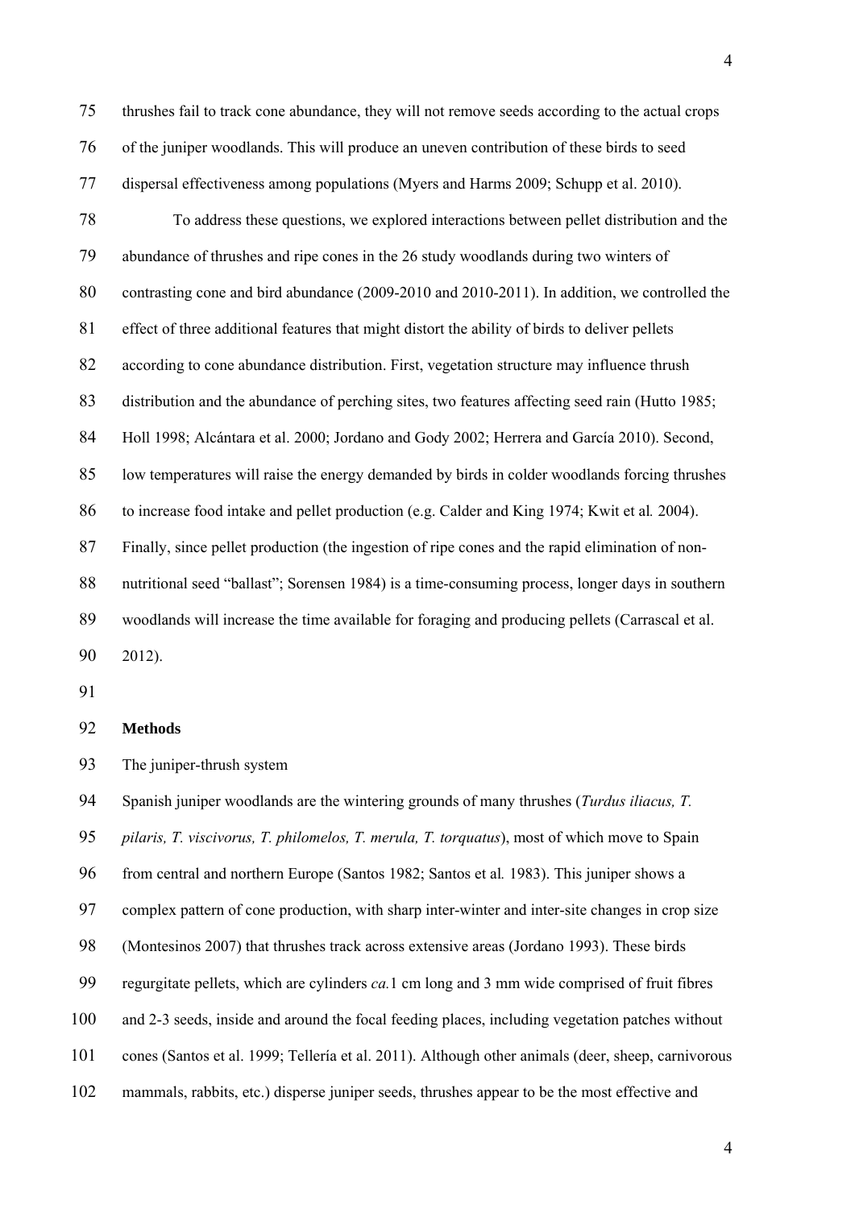thrushes fail to track cone abundance, they will not remove seeds according to the actual crops of the juniper woodlands. This will produce an uneven contribution of these birds to seed dispersal effectiveness among populations (Myers and Harms 2009; Schupp et al. 2010).

To address these questions, we explored interactions between pellet distribution and the abundance of thrushes and ripe cones in the 26 study woodlands during two winters of contrasting cone and bird abundance (2009-2010 and 2010-2011). In addition, we controlled the effect of three additional features that might distort the ability of birds to deliver pellets according to cone abundance distribution. First, vegetation structure may influence thrush distribution and the abundance of perching sites, two features affecting seed rain (Hutto 1985; Holl 1998; Alcántara et al. 2000; Jordano and Gody 2002; Herrera and García 2010). Second, low temperatures will raise the energy demanded by birds in colder woodlands forcing thrushes to increase food intake and pellet production (e.g. Calder and King 1974; Kwit et al*.* 2004). Finally, since pellet production (the ingestion of ripe cones and the rapid elimination of non-nutritional seed "ballast"; Sorensen 1984) is a time-consuming process, longer days in southern woodlands will increase the time available for foraging and producing pellets (Carrascal et al. 2012).

## Methods

The juniper-thrush system

Spanish juniper woodlands are the wintering grounds of many thrushes (*Turdus iliacus, T. pilaris, T. viscivorus, T. philomelos, T. merula, T. torquatus*), most of which move to Spain from central and northern Europe (Santos 1982; Santos et al*.* 1983). This juniper shows a complex pattern of cone production, with sharp inter-winter and inter-site changes in crop size (Montesinos 2007) that thrushes track across extensive areas (Jordano 1993). These birds regurgitate pellets, which are cylinders *ca.*1 cm long and 3 mm wide comprised of fruit fibres and 2-3 seeds, inside and around the focal feeding places, including vegetation patches without cones (Santos et al. 1999; Tellería et al. 2011). Although other animals (deer, sheep, carnivorous mammals, rabbits, etc.) disperse juniper seeds, thrushes appear to be the most effective and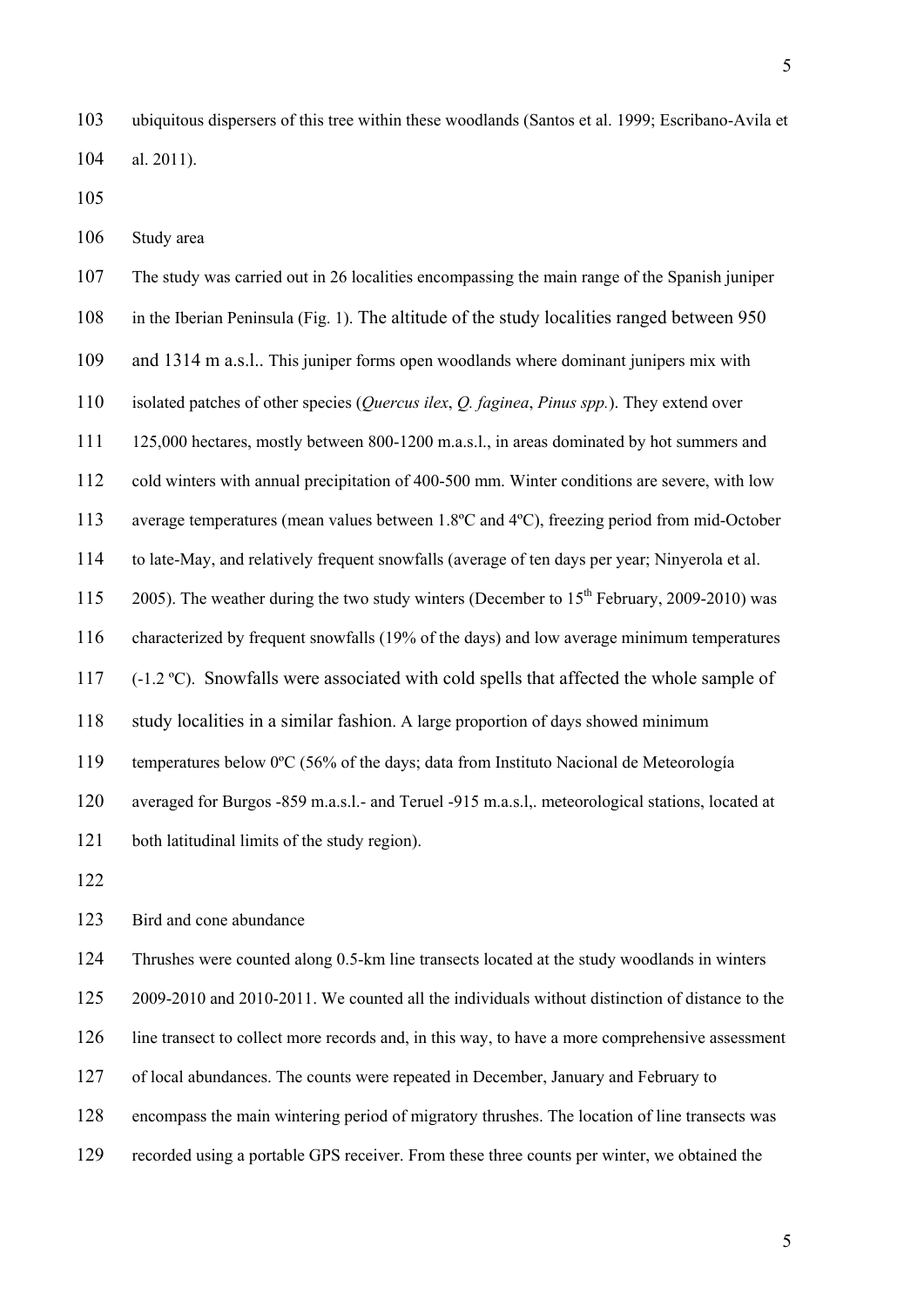ubiquitous dispersers of this tree within these woodlands (Santos et al. 1999; Escribano-Avila et al. 2011).

Study area

The study was carried out in 26 localities encompassing the main range of the Spanish juniper in the Iberian Peninsula (Fig. 1). The altitude of the study localities ranged between 950 and 1314 m a.s.l.. This juniper forms open woodlands where dominant junipers mix with isolated patches of other species (*Quercus ilex*, *Q. faginea*, *Pinus spp.*). They extend over 125,000 hectares, mostly between 800-1200 m.a.s.l., in areas dominated by hot summers and cold winters with annual precipitation of 400-500 mm. Winter conditions are severe, with low average temperatures (mean values between 1.8ºC and 4ºC), freezing period from mid-October to late-May, and relatively frequent snowfalls (average of ten days per year; Ninyerola et al. 2005). The weather during the two study winters (December to 15th February, 2009-2010) was characterized by frequent snowfalls (19% of the days) and low average minimum temperatures (-1.2 ºC). Snowfalls were associated with cold spells that affected the whole sample of study localities in a similar fashion. A large proportion of days showed minimum temperatures below 0ºC (56% of the days; data from Instituto Nacional de Meteorología averaged for Burgos -859 m.a.s.l.- and Teruel -915 m.a.s.l,. meteorological stations, located at both latitudinal limits of the study region).

Bird and cone abundance

Thrushes were counted along 0.5-km line transects located at the study woodlands in winters 2009-2010 and 2010-2011. We counted all the individuals without distinction of distance to the line transect to collect more records and, in this way, to have a more comprehensive assessment of local abundances. The counts were repeated in December, January and February to encompass the main wintering period of migratory thrushes. The location of line transects was recorded using a portable GPS receiver. From these three counts per winter, we obtained the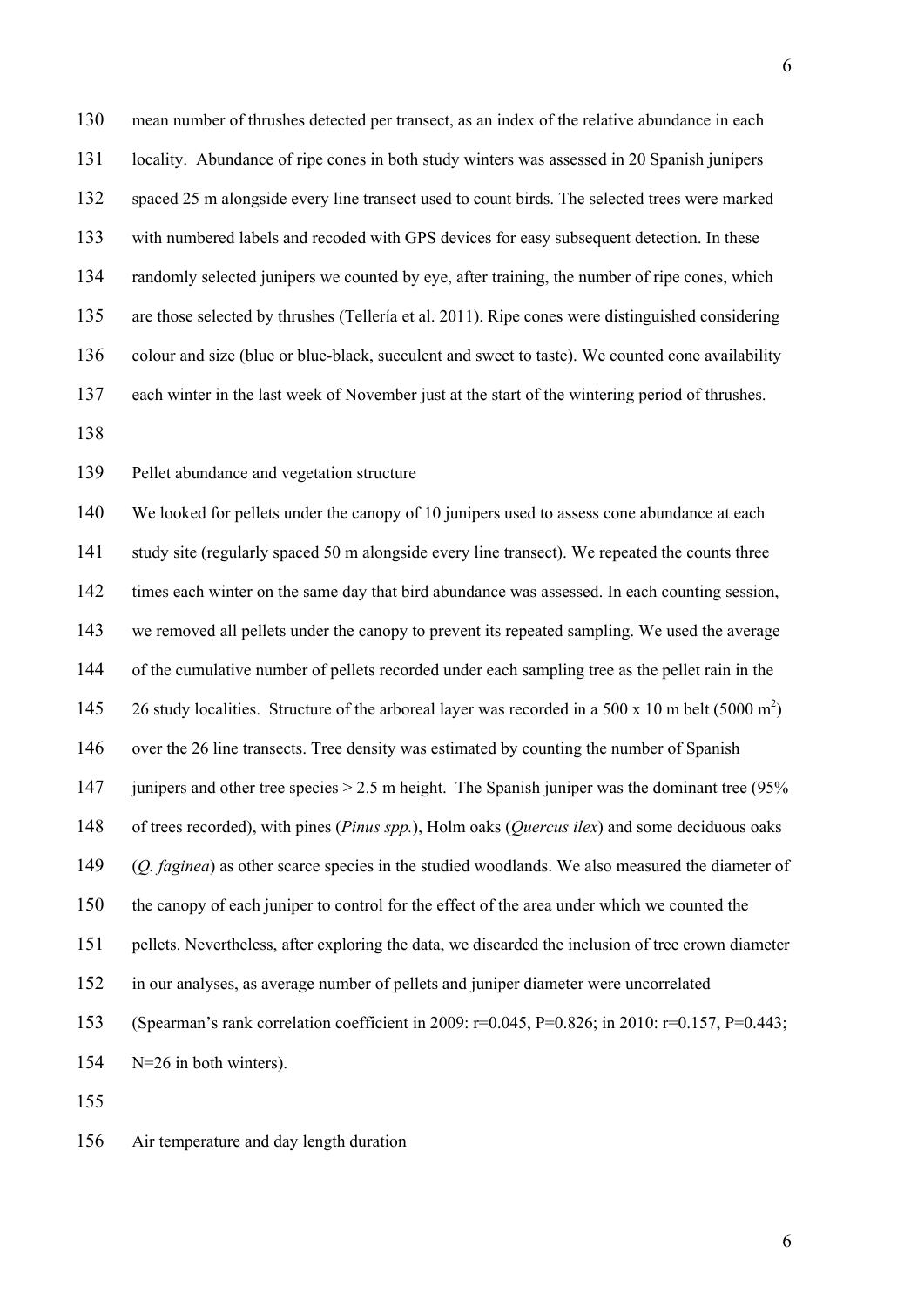mean number of thrushes detected per transect, as an index of the relative abundance in each locality. Abundance of ripe cones in both study winters was assessed in 20 Spanish junipers spaced 25 m alongside every line transect used to count birds. The selected trees were marked with numbered labels and recoded with GPS devices for easy subsequent detection. In these randomly selected junipers we counted by eye, after training, the number of ripe cones, which are those selected by thrushes (Tellería et al. 2011). Ripe cones were distinguished considering colour and size (blue or blue-black, succulent and sweet to taste). We counted cone availability each winter in the last week of November just at the start of the wintering period of thrushes.

## Pellet abundance and vegetation structure

We looked for pellets under the canopy of 10 junipers used to assess cone abundance at each study site (regularly spaced 50 m alongside every line transect). We repeated the counts three times each winter on the same day that bird abundance was assessed. In each counting session, we removed all pellets under the canopy to prevent its repeated sampling. We used the average of the cumulative number of pellets recorded under each sampling tree as the pellet rain in the 26 study localities. Structure of the arboreal layer was recorded in a 500 x 10 m belt (5000 $m^2$) over the 26 line transects. Tree density was estimated by counting the number of Spanish junipers and other tree species > 2.5 m height. The Spanish juniper was the dominant tree (95% of trees recorded), with pines (*Pinus spp.*), Holm oaks (*Quercus ilex*) and some deciduous oaks (*Q. faginea*) as other scarce species in the studied woodlands. We also measured the diameter of the canopy of each juniper to control for the effect of the area under which we counted the pellets. Nevertheless, after exploring the data, we discarded the inclusion of tree crown diameter in our analyses, as average number of pellets and juniper diameter were uncorrelated (Spearman's rank correlation coefficient in 2009: $r=0.045$, $P=0.826$; in 2010: $r=0.157$, $P=0.443$; $N=26$ in both winters).

## Air temperature and day length duration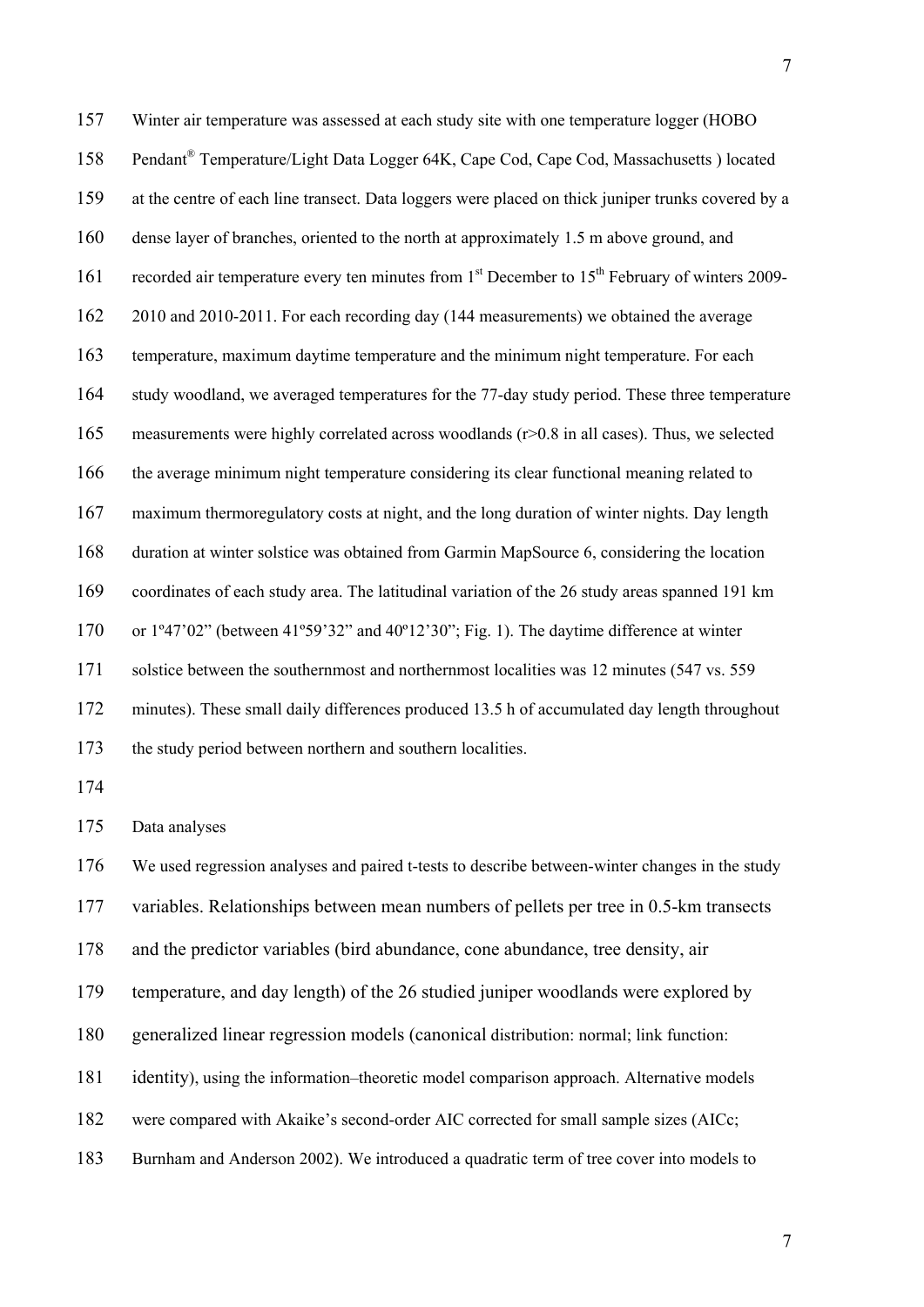Winter air temperature was assessed at each study site with one temperature logger (HOBO Pendant® Temperature/Light Data Logger 64K, Cape Cod, Cape Cod, Massachusetts ) located at the centre of each line transect. Data loggers were placed on thick juniper trunks covered by a dense layer of branches, oriented to the north at approximately 1.5 m above ground, and recorded air temperature every ten minutes from 1st December to 15th February of winters 2009-2010 and 2010-2011. For each recording day (144 measurements) we obtained the average temperature, maximum daytime temperature and the minimum night temperature. For each study woodland, we averaged temperatures for the 77-day study period. These three temperature measurements were highly correlated across woodlands (r>0.8 in all cases). Thus, we selected the average minimum night temperature considering its clear functional meaning related to maximum thermoregulatory costs at night, and the long duration of winter nights. Day length duration at winter solstice was obtained from Garmin MapSource 6, considering the location coordinates of each study area. The latitudinal variation of the 26 study areas spanned 191 km or 1º47'02" (between 41º59'32" and 40º12'30"; Fig. 1). The daytime difference at winter solstice between the southernmost and northernmost localities was 12 minutes (547 vs. 559 minutes). These small daily differences produced 13.5 h of accumulated day length throughout the study period between northern and southern localities.

## Data analyses

We used regression analyses and paired t-tests to describe between-winter changes in the study variables. Relationships between mean numbers of pellets per tree in 0.5-km transects and the predictor variables (bird abundance, cone abundance, tree density, air temperature, and day length) of the 26 studied juniper woodlands were explored by generalized linear regression models (canonical distribution: normal; link function: identity), using the information–theoretic model comparison approach. Alternative models were compared with Akaike's second-order AIC corrected for small sample sizes (AICc; Burnham and Anderson 2002). We introduced a quadratic term of tree cover into models to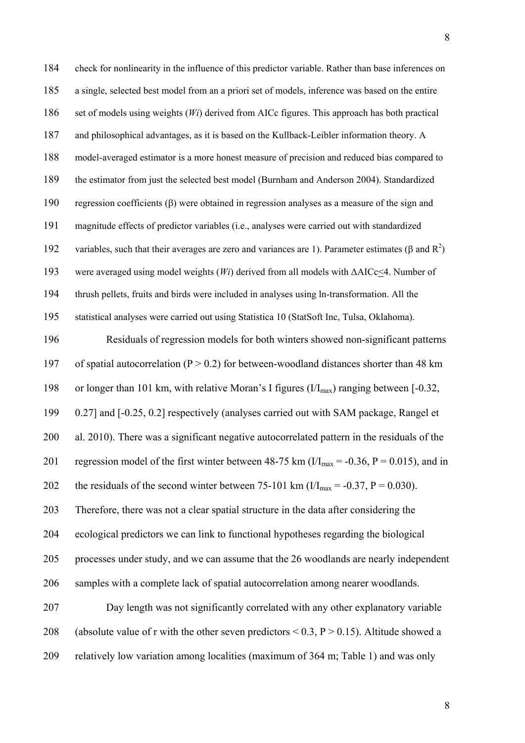check for nonlinearity in the influence of this predictor variable. Rather than base inferences on a single, selected best model from an a priori set of models, inference was based on the entire set of models using weights (*Wi*) derived from AICc figures. This approach has both practical and philosophical advantages, as it is based on the Kullback-Leibler information theory. A model-averaged estimator is a more honest measure of precision and reduced bias compared to the estimator from just the selected best model (Burnham and Anderson 2004). Standardized regression coefficients (β) were obtained in regression analyses as a measure of the sign and magnitude effects of predictor variables (i.e., analyses were carried out with standardized variables, such that their averages are zero and variances are 1). Parameter estimates (β and $R^2$) were averaged using model weights (*Wi*) derived from all models with $\Delta AICc \leq 4$. Number of thrush pellets, fruits and birds were included in analyses using ln-transformation. All the statistical analyses were carried out using Statistica 10 (StatSoft Inc, Tulsa, Oklahoma).

Residuals of regression models for both winters showed non-significant patterns of spatial autocorrelation ($P > 0.2$) for between-woodland distances shorter than 48 km or longer than 101 km, with relative Moran's I figures ($I/I_{max}$) ranging between [-0.32, 0.27] and [-0.25, 0.2] respectively (analyses carried out with SAM package, Rangel et al. 2010). There was a significant negative autocorrelated pattern in the residuals of the regression model of the first winter between 48-75 km ($I/I_{max} = -0.36$, $P = 0.015$), and in the residuals of the second winter between 75-101 km ($I/I_{max} = -0.37$, $P = 0.030$). Therefore, there was not a clear spatial structure in the data after considering the ecological predictors we can link to functional hypotheses regarding the biological processes under study, and we can assume that the 26 woodlands are nearly independent samples with a complete lack of spatial autocorrelation among nearer woodlands.

Day length was not significantly correlated with any other explanatory variable (absolute value of r with the other seven predictors $< 0.3$, $P > 0.15$). Altitude showed a relatively low variation among localities (maximum of 364 m; Table 1) and was only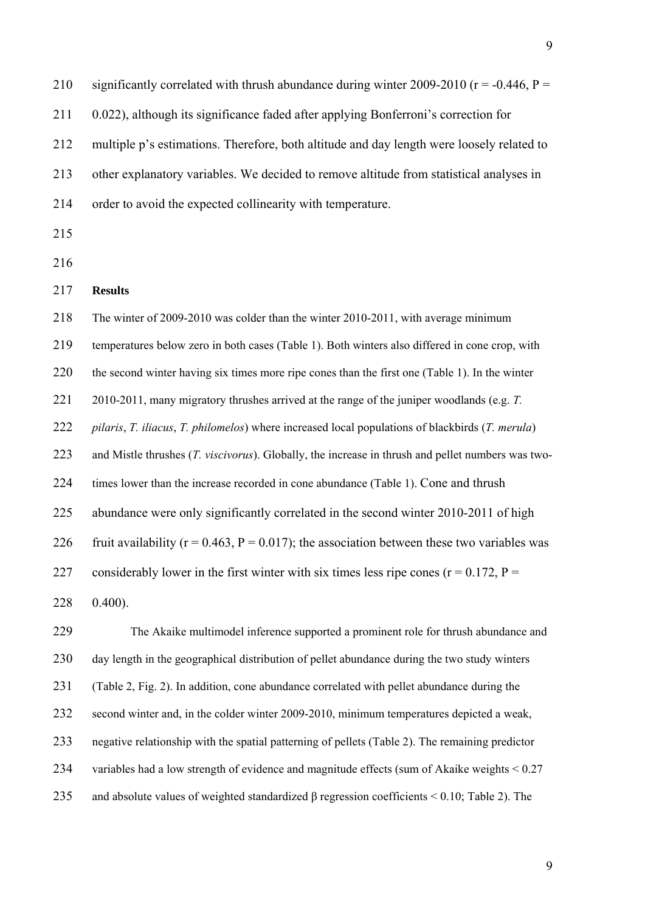significantly correlated with thrush abundance during winter 2009-2010 ($r = -0.446$, $P = 0.022$), although its significance faded after applying Bonferroni's correction for multiple p's estimations. Therefore, both altitude and day length were loosely related to other explanatory variables. We decided to remove altitude from statistical analyses in order to avoid the expected collinearity with temperature.

## Results

The winter of 2009-2010 was colder than the winter 2010-2011, with average minimum temperatures below zero in both cases (Table 1). Both winters also differed in cone crop, with the second winter having six times more ripe cones than the first one (Table 1). In the winter 2010-2011, many migratory thrushes arrived at the range of the juniper woodlands (e.g. *T. pilaris*, *T. iliacus*, *T. philomelos*) where increased local populations of blackbirds (*T. merula*) and Mistle thrushes (*T. viscivorus*). Globally, the increase in thrush and pellet numbers was two-times lower than the increase recorded in cone abundance (Table 1). Cone and thrush abundance were only significantly correlated in the second winter 2010-2011 of high fruit availability ($r = 0.463$, $P = 0.017$); the association between these two variables was considerably lower in the first winter with six times less ripe cones ($r = 0.172$, $P = 0.400$).

The Akaike multimodel inference supported a prominent role for thrush abundance and day length in the geographical distribution of pellet abundance during the two study winters (Table 2, Fig. 2). In addition, cone abundance correlated with pellet abundance during the second winter and, in the colder winter 2009-2010, minimum temperatures depicted a weak, negative relationship with the spatial patterning of pellets (Table 2). The remaining predictor variables had a low strength of evidence and magnitude effects (sum of Akaike weights $< 0.27$ and absolute values of weighted standardized $\beta$ regression coefficients $< 0.10$; Table 2). The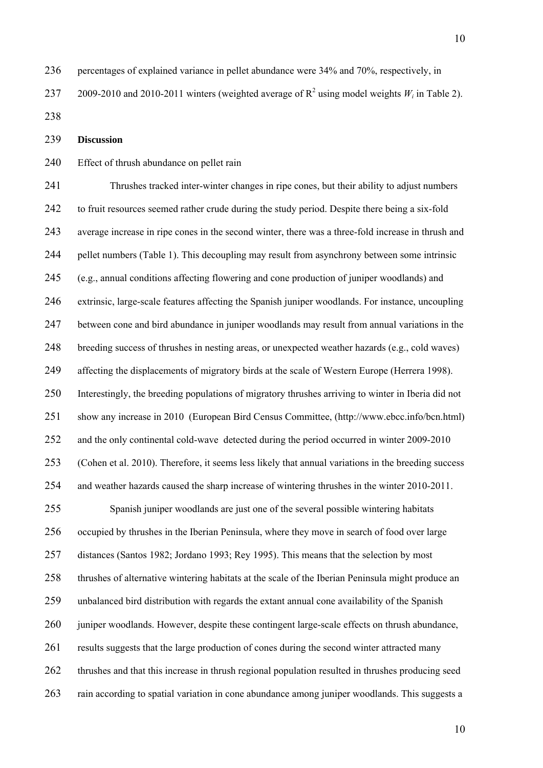percentages of explained variance in pellet abundance were 34% and 70%, respectively, in 2009-2010 and 2010-2011 winters (weighted average of $R^2$ using model weights $W_i$ in Table 2).

## Discussion

Effect of thrush abundance on pellet rain

Thrushes tracked inter-winter changes in ripe cones, but their ability to adjust numbers to fruit resources seemed rather crude during the study period. Despite there being a six-fold average increase in ripe cones in the second winter, there was a three-fold increase in thrush and pellet numbers (Table 1). This decoupling may result from asynchrony between some intrinsic (e.g., annual conditions affecting flowering and cone production of juniper woodlands) and extrinsic, large-scale features affecting the Spanish juniper woodlands. For instance, uncoupling between cone and bird abundance in juniper woodlands may result from annual variations in the breeding success of thrushes in nesting areas, or unexpected weather hazards (e.g., cold waves) affecting the displacements of migratory birds at the scale of Western Europe (Herrera 1998). Interestingly, the breeding populations of migratory thrushes arriving to winter in Iberia did not show any increase in 2010 (European Bird Census Committee, (http://www.ebcc.info/bcn.html) and the only continental cold-wave detected during the period occurred in winter 2009-2010 (Cohen et al. 2010). Therefore, it seems less likely that annual variations in the breeding success and weather hazards caused the sharp increase of wintering thrushes in the winter 2010-2011.

Spanish juniper woodlands are just one of the several possible wintering habitats occupied by thrushes in the Iberian Peninsula, where they move in search of food over large distances (Santos 1982; Jordano 1993; Rey 1995). This means that the selection by most thrushes of alternative wintering habitats at the scale of the Iberian Peninsula might produce an unbalanced bird distribution with regards the extant annual cone availability of the Spanish juniper woodlands. However, despite these contingent large-scale effects on thrush abundance, results suggests that the large production of cones during the second winter attracted many thrushes and that this increase in thrush regional population resulted in thrushes producing seed rain according to spatial variation in cone abundance among juniper woodlands. This suggests a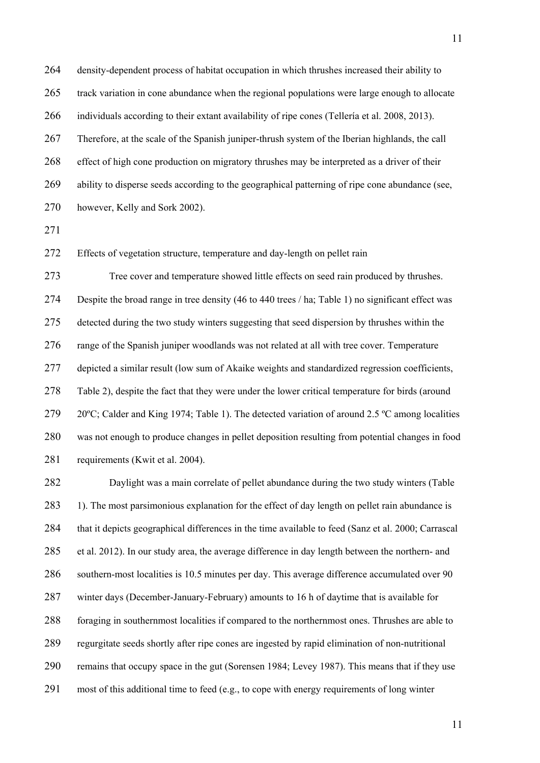density-dependent process of habitat occupation in which thrushes increased their ability to track variation in cone abundance when the regional populations were large enough to allocate individuals according to their extant availability of ripe cones (Tellería et al. 2008, 2013). Therefore, at the scale of the Spanish juniper-thrush system of the Iberian highlands, the call effect of high cone production on migratory thrushes may be interpreted as a driver of their ability to disperse seeds according to the geographical patterning of ripe cone abundance (see, however, Kelly and Sork 2002).

Effects of vegetation structure, temperature and day-length on pellet rain

Tree cover and temperature showed little effects on seed rain produced by thrushes. Despite the broad range in tree density (46 to 440 trees / ha; Table 1) no significant effect was detected during the two study winters suggesting that seed dispersion by thrushes within the range of the Spanish juniper woodlands was not related at all with tree cover. Temperature depicted a similar result (low sum of Akaike weights and standardized regression coefficients, Table 2), despite the fact that they were under the lower critical temperature for birds (around 20ºC; Calder and King 1974; Table 1). The detected variation of around 2.5 ºC among localities was not enough to produce changes in pellet deposition resulting from potential changes in food requirements (Kwit et al. 2004).

Daylight was a main correlate of pellet abundance during the two study winters (Table 1). The most parsimonious explanation for the effect of day length on pellet rain abundance is that it depicts geographical differences in the time available to feed (Sanz et al. 2000; Carrascal et al. 2012). In our study area, the average difference in day length between the northern- and southern-most localities is 10.5 minutes per day. This average difference accumulated over 90 winter days (December-January-February) amounts to 16 h of daytime that is available for foraging in southernmost localities if compared to the northernmost ones. Thrushes are able to regurgitate seeds shortly after ripe cones are ingested by rapid elimination of non-nutritional remains that occupy space in the gut (Sorensen 1984; Levey 1987). This means that if they use most of this additional time to feed (e.g., to cope with energy requirements of long winter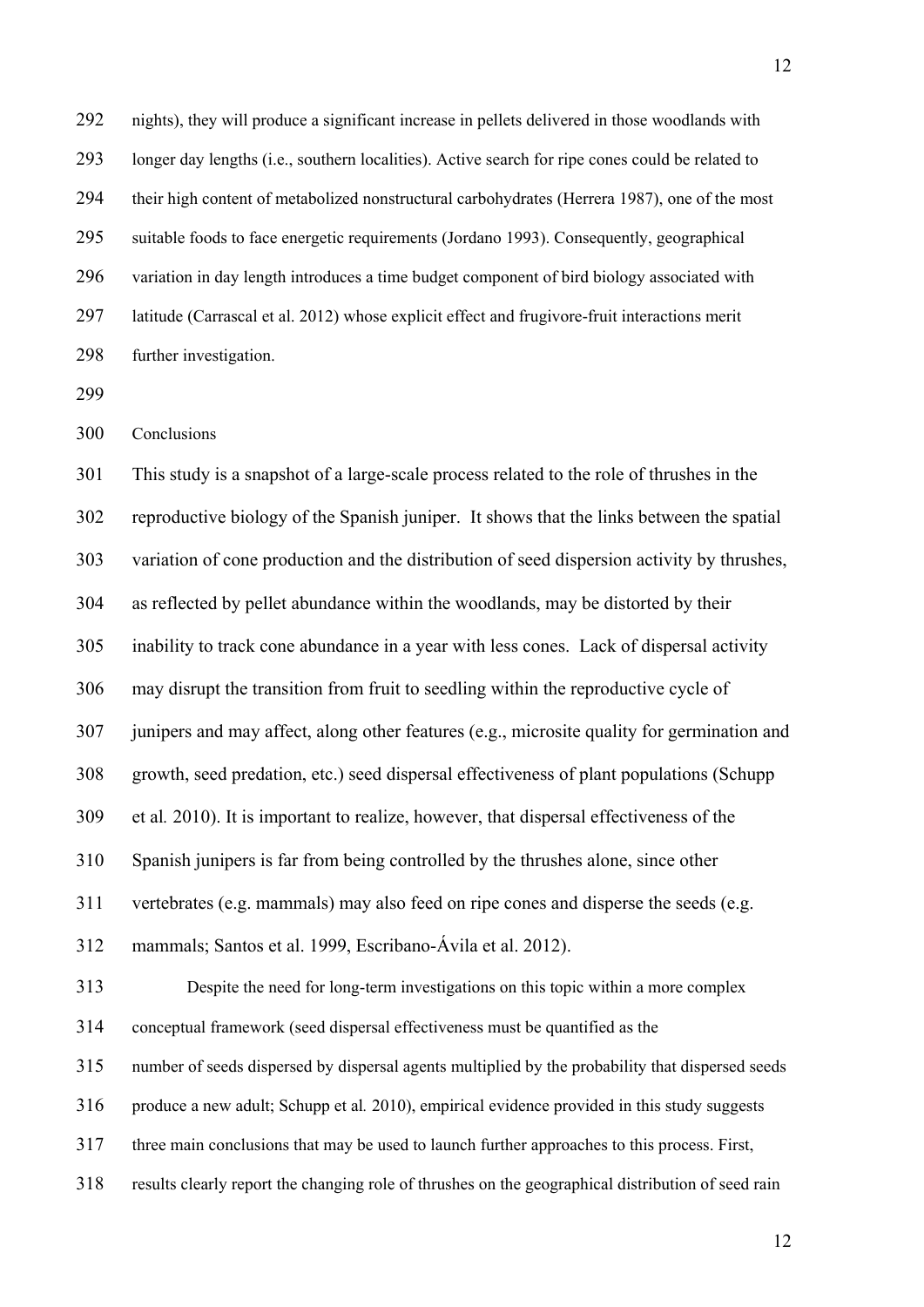nights), they will produce a significant increase in pellets delivered in those woodlands with longer day lengths (i.e., southern localities). Active search for ripe cones could be related to their high content of metabolized nonstructural carbohydrates (Herrera 1987), one of the most suitable foods to face energetic requirements (Jordano 1993). Consequently, geographical variation in day length introduces a time budget component of bird biology associated with latitude (Carrascal et al. 2012) whose explicit effect and frugivore-fruit interactions merit further investigation.

## Conclusions

This study is a snapshot of a large-scale process related to the role of thrushes in the reproductive biology of the Spanish juniper. It shows that the links between the spatial variation of cone production and the distribution of seed dispersion activity by thrushes, as reflected by pellet abundance within the woodlands, may be distorted by their inability to track cone abundance in a year with less cones. Lack of dispersal activity may disrupt the transition from fruit to seedling within the reproductive cycle of junipers and may affect, along other features (e.g., microsite quality for germination and growth, seed predation, etc.) seed dispersal effectiveness of plant populations (Schupp et al*.* 2010). It is important to realize, however, that dispersal effectiveness of the Spanish junipers is far from being controlled by the thrushes alone, since other vertebrates (e.g. mammals) may also feed on ripe cones and disperse the seeds (e.g. mammals; Santos et al. 1999, Escribano-Ávila et al. 2012).

Despite the need for long-term investigations on this topic within a more complex conceptual framework (seed dispersal effectiveness must be quantified as the number of seeds dispersed by dispersal agents multiplied by the probability that dispersed seeds produce a new adult; Schupp et al*.* 2010), empirical evidence provided in this study suggests three main conclusions that may be used to launch further approaches to this process. First, results clearly report the changing role of thrushes on the geographical distribution of seed rain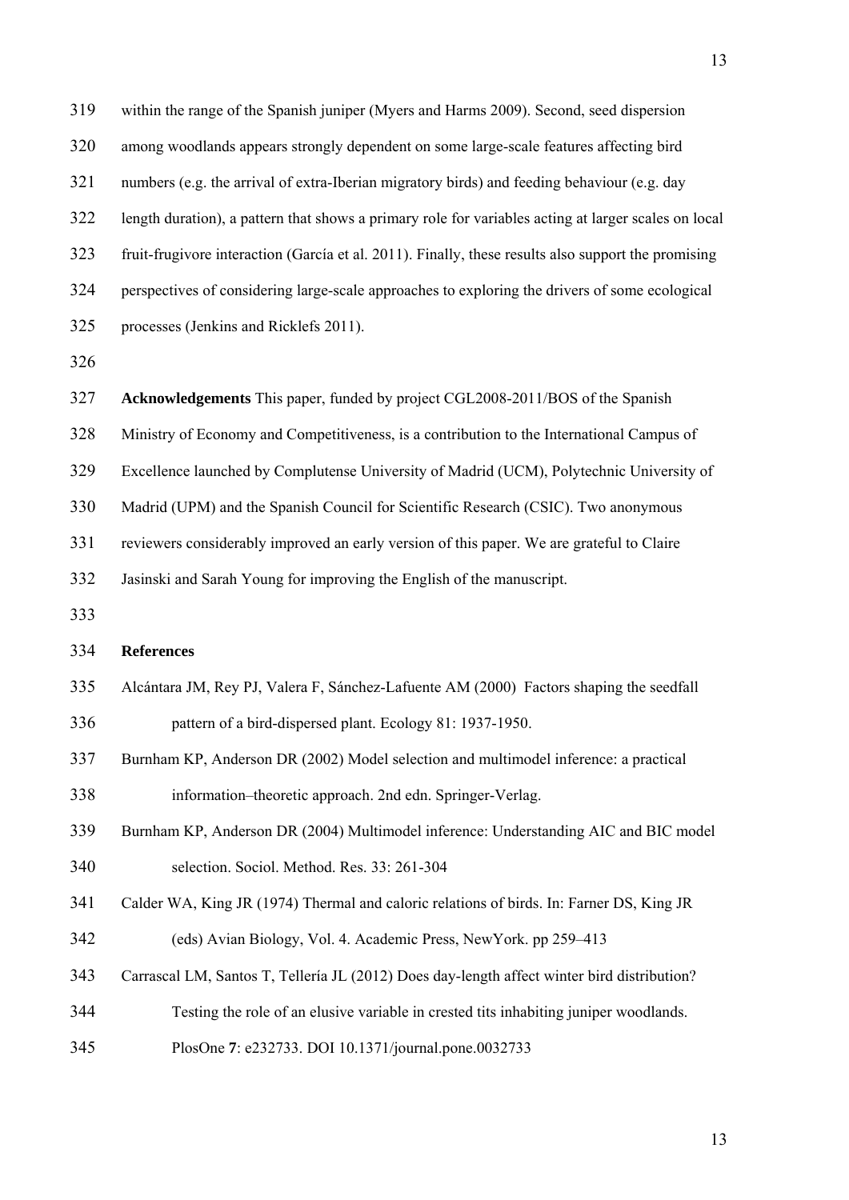within the range of the Spanish juniper (Myers and Harms 2009). Second, seed dispersion among woodlands appears strongly dependent on some large-scale features affecting bird numbers (e.g. the arrival of extra-Iberian migratory birds) and feeding behaviour (e.g. day length duration), a pattern that shows a primary role for variables acting at larger scales on local fruit-frugivore interaction (García et al. 2011). Finally, these results also support the promising perspectives of considering large-scale approaches to exploring the drivers of some ecological processes (Jenkins and Ricklefs 2011).

**Acknowledgements** This paper, funded by project CGL2008-2011/BOS of the Spanish Ministry of Economy and Competitiveness, is a contribution to the International Campus of Excellence launched by Complutense University of Madrid (UCM), Polytechnic University of Madrid (UPM) and the Spanish Council for Scientific Research (CSIC). Two anonymous reviewers considerably improved an early version of this paper. We are grateful to Claire Jasinski and Sarah Young for improving the English of the manuscript.

## References

Alcántara JM, Rey PJ, Valera F, Sánchez-Lafuente AM (2000) Factors shaping the seedfall pattern of a bird-dispersed plant. Ecology 81: 1937-1950.

Burnham KP, Anderson DR (2002) Model selection and multimodel inference: a practical information–theoretic approach. 2nd edn. Springer-Verlag.

Burnham KP, Anderson DR (2004) Multimodel inference: Understanding AIC and BIC model selection. Sociol. Method. Res. 33: 261-304

Calder WA, King JR (1974) Thermal and caloric relations of birds. In: Farner DS, King JR (eds) Avian Biology, Vol. 4. Academic Press, NewYork. pp 259–413

Carrascal LM, Santos T, Tellería JL (2012) Does day-length affect winter bird distribution? Testing the role of an elusive variable in crested tits inhabiting juniper woodlands. PlosOne **7**: e232733. DOI 10.1371/journal.pone.0032733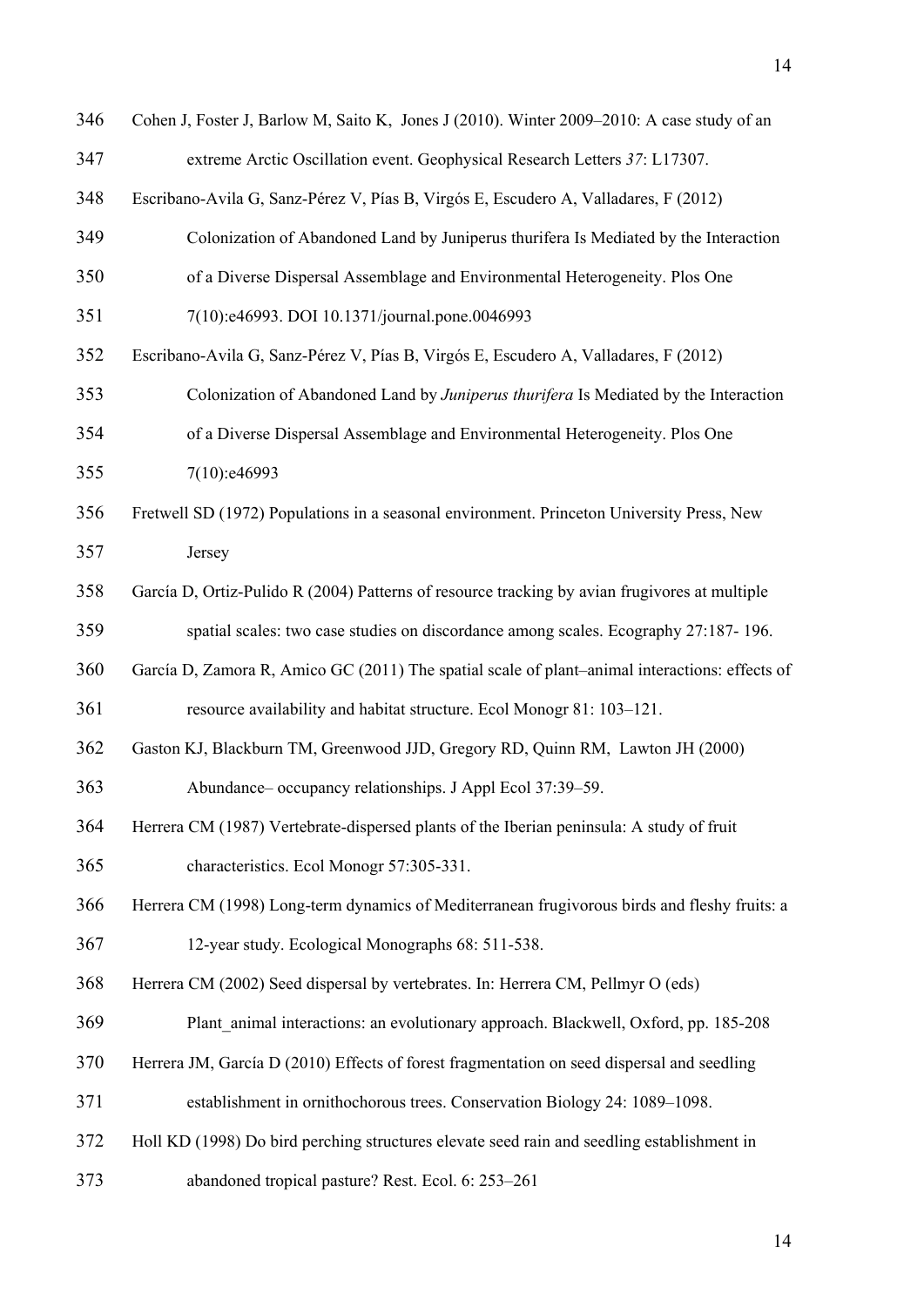346 Cohen J, Foster J, Barlow M, Saito K, Jones J (2010). Winter 2009–2010: A case study of an
347 extreme Arctic Oscillation event. Geophysical Research Letters *37*: L17307.
348 Escribano-Avila G, Sanz-Pérez V, Pías B, Virgós E, Escudero A, Valladares, F (2012)
349 Colonization of Abandoned Land by Juniperus thurifera Is Mediated by the Interaction
350 of a Diverse Dispersal Assemblage and Environmental Heterogeneity. Plos One
351 7(10):e46993. DOI 10.1371/journal.pone.0046993
352 Escribano-Avila G, Sanz-Pérez V, Pías B, Virgós E, Escudero A, Valladares, F (2012)
353 Colonization of Abandoned Land by *Juniperus thurifera* Is Mediated by the Interaction
354 of a Diverse Dispersal Assemblage and Environmental Heterogeneity. Plos One
355 7(10):e46993
356 Fretwell SD (1972) Populations in a seasonal environment. Princeton University Press, New
357 Jersey
358 García D, Ortiz-Pulido R (2004) Patterns of resource tracking by avian frugivores at multiple
359 spatial scales: two case studies on discordance among scales. Ecography 27:187- 196.
360 García D, Zamora R, Amico GC (2011) The spatial scale of plant–animal interactions: effects of
361 resource availability and habitat structure. Ecol Monogr 81: 103–121.
362 Gaston KJ, Blackburn TM, Greenwood JJD, Gregory RD, Quinn RM, Lawton JH (2000)
363 Abundance– occupancy relationships. J Appl Ecol 37:39–59.
364 Herrera CM (1987) Vertebrate-dispersed plants of the Iberian peninsula: A study of fruit
365 characteristics. Ecol Monogr 57:305-331.
366 Herrera CM (1998) Long-term dynamics of Mediterranean frugivorous birds and fleshy fruits: a
367 12-year study. Ecological Monographs 68: 511-538.
368 Herrera CM (2002) Seed dispersal by vertebrates. In: Herrera CM, Pellmyr O (eds)
369 Plant_animal interactions: an evolutionary approach. Blackwell, Oxford, pp. 185-208
370 Herrera JM, García D (2010) Effects of forest fragmentation on seed dispersal and seedling
371 establishment in ornithochorous trees. Conservation Biology 24: 1089–1098.
372 Holl KD (1998) Do bird perching structures elevate seed rain and seedling establishment in
373 abandoned tropical pasture? Rest. Ecol. 6: 253–261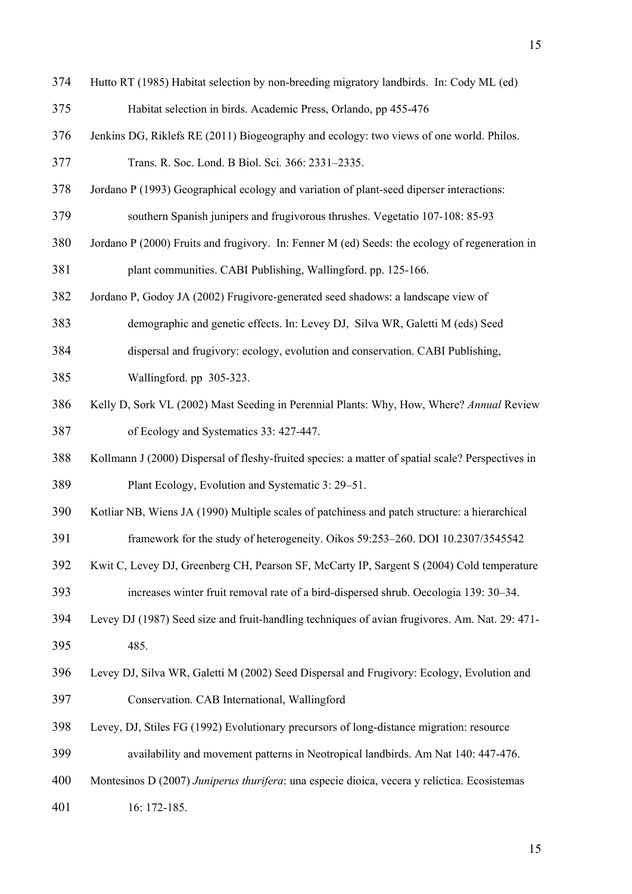Hutto RT (1985) Habitat selection by non-breeding migratory landbirds. In: Cody ML (ed) Habitat selection in birds. Academic Press, Orlando, pp 455-476

Jenkins DG, Riklefs RE (2011) Biogeography and ecology: two views of one world. Philos. Trans. R. Soc. Lond. B Biol. Sci. 366: 2331–2335.

Jordano P (1993) Geographical ecology and variation of plant-seed diperser interactions: southern Spanish junipers and frugivorous thrushes. Vegetatio 107-108: 85-93

Jordano P (2000) Fruits and frugivory. In: Fenner M (ed) Seeds: the ecology of regeneration in plant communities. CABI Publishing, Wallingford. pp. 125-166.

Jordano P, Godoy JA (2002) Frugivore-generated seed shadows: a landscape view of demographic and genetic effects. In: Levey DJ, Silva WR, Galetti M (eds) Seed dispersal and frugivory: ecology, evolution and conservation. CABI Publishing, Wallingford. pp 305-323.

Kelly D, Sork VL (2002) Mast Seeding in Perennial Plants: Why, How, Where? *Annual* Review of Ecology and Systematics 33: 427-447.

Kollmann J (2000) Dispersal of fleshy-fruited species: a matter of spatial scale? Perspectives in Plant Ecology, Evolution and Systematic 3: 29–51.

Kotliar NB, Wiens JA (1990) Multiple scales of patchiness and patch structure: a hierarchical framework for the study of heterogeneity. Oikos 59:253–260. DOI 10.2307/3545542

Kwit C, Levey DJ, Greenberg CH, Pearson SF, McCarty IP, Sargent S (2004) Cold temperature increases winter fruit removal rate of a bird-dispersed shrub. Oecologia 139: 30–34.

Levey DJ (1987) Seed size and fruit-handling techniques of avian frugivores. Am. Nat. 29: 471-485.

Levey DJ, Silva WR, Galetti M (2002) Seed Dispersal and Frugivory: Ecology, Evolution and Conservation. CAB International, Wallingford

Levey, DJ, Stiles FG (1992) Evolutionary precursors of long-distance migration: resource availability and movement patterns in Neotropical landbirds. Am Nat 140: 447-476.

Montesinos D (2007) *Juniperus thurifera*: una especie dioica, vecera y relíctica. Ecosistemas 16: 172-185.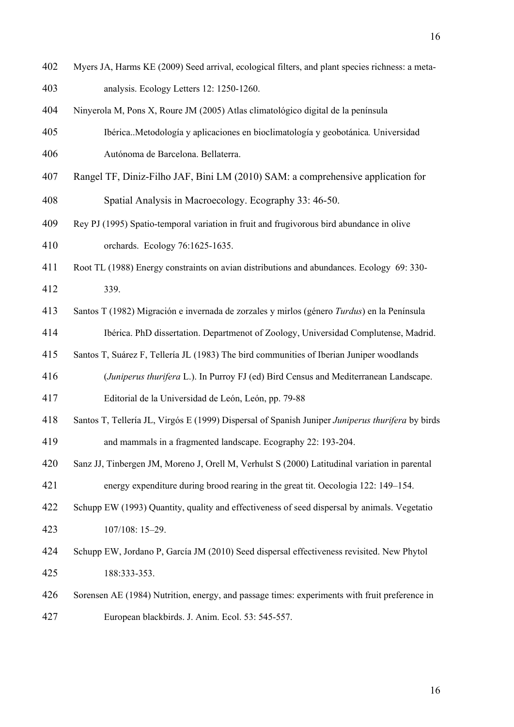Myers JA, Harms KE (2009) Seed arrival, ecological filters, and plant species richness: a meta-analysis. Ecology Letters 12: 1250-1260.

Ninyerola M, Pons X, Roure JM (2005) Atlas climatológico digital de la península Ibérica..Metodología y aplicaciones en bioclimatología y geobotánica*.* Universidad Autónoma de Barcelona. Bellaterra.

Rangel TF, Diniz-Filho JAF, Bini LM (2010) SAM: a comprehensive application for Spatial Analysis in Macroecology. Ecography 33: 46-50.

Rey PJ (1995) Spatio-temporal variation in fruit and frugivorous bird abundance in olive orchards. Ecology 76:1625-1635.

Root TL (1988) Energy constraints on avian distributions and abundances. Ecology 69: 330-339.

Santos T (1982) Migración e invernada de zorzales y mirlos (género *Turdus*) en la Península Ibérica. PhD dissertation. Departmenot of Zoology, Universidad Complutense, Madrid.

Santos T, Suárez F, Tellería JL (1983) The bird communities of Iberian Juniper woodlands (*Juniperus thurifera* L.). In Purroy FJ (ed) Bird Census and Mediterranean Landscape. Editorial de la Universidad de León, León, pp. 79-88

Santos T, Tellería JL, Virgós E (1999) Dispersal of Spanish Juniper *Juniperus thurifera* by birds and mammals in a fragmented landscape. Ecography 22: 193-204.

Sanz JJ, Tinbergen JM, Moreno J, Orell M, Verhulst S (2000) Latitudinal variation in parental energy expenditure during brood rearing in the great tit. Oecologia 122: 149–154.

Schupp EW (1993) Quantity, quality and effectiveness of seed dispersal by animals. Vegetatio 107/108: 15–29.

Schupp EW, Jordano P, García JM (2010) Seed dispersal effectiveness revisited. New Phytol 188:333-353.

Sorensen AE (1984) Nutrition, energy, and passage times: experiments with fruit preference in European blackbirds. J. Anim. Ecol. 53: 545-557.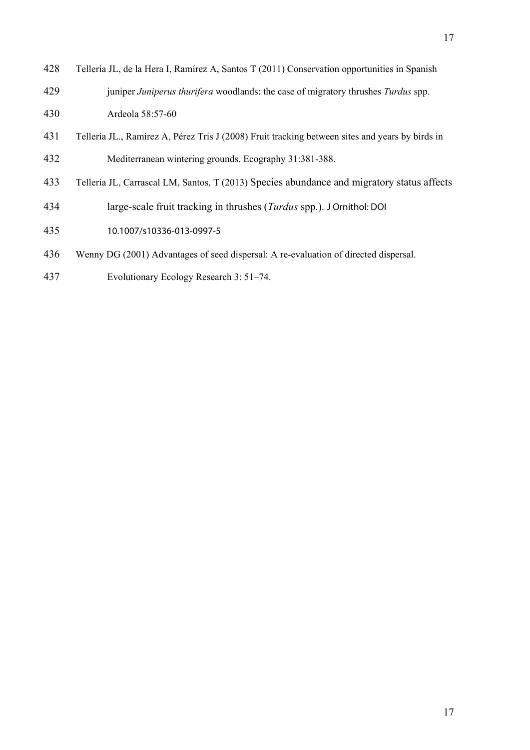Tellería JL, de la Hera I, Ramírez A, Santos T (2011) Conservation opportunities in Spanish juniper *Juniperus thurifera* woodlands: the case of migratory thrushes *Turdus* spp. Ardeola 58:57-60

Tellería JL., Ramírez A, Pérez Tris J (2008) Fruit tracking between sites and years by birds in Mediterranean wintering grounds. Ecography 31:381-388.

Tellería JL, Carrascal LM, Santos, T (2013) Species abundance and migratory status affects large-scale fruit tracking in thrushes (*Turdus* spp.). J Ornithol: DOI 10.1007/s10336-013-0997-5

Wenny DG (2001) Advantages of seed dispersal: A re-evaluation of directed dispersal. Evolutionary Ecology Research 3: 51–74.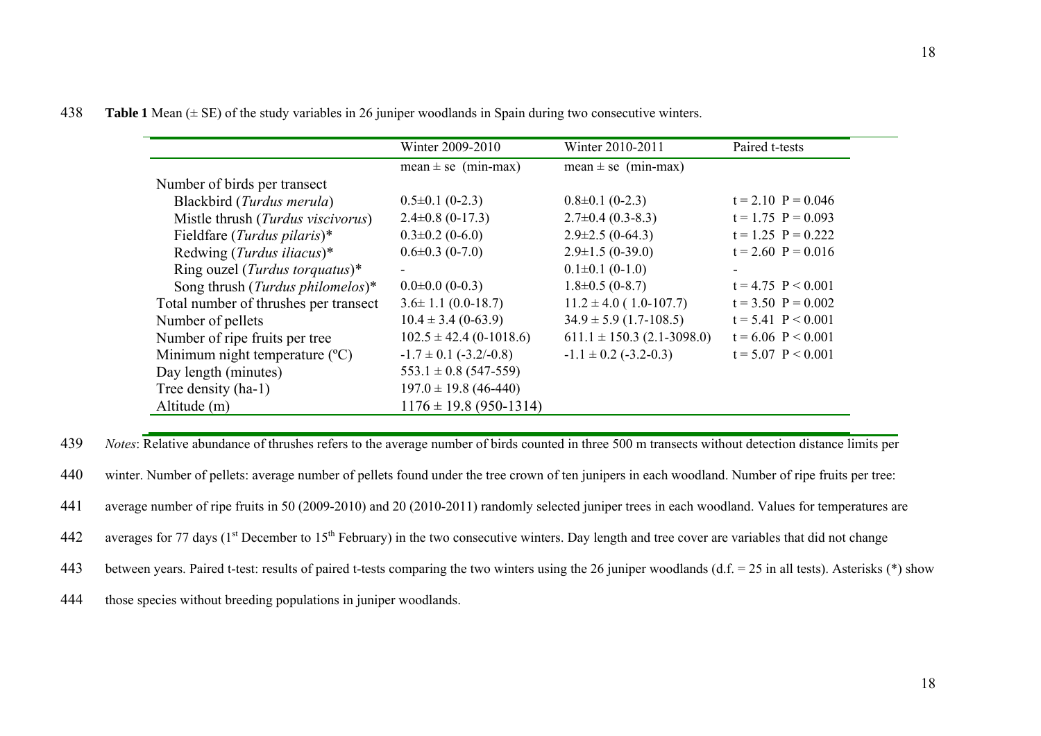**Table 1** Mean (± SE) of the study variables in 26 juniper woodlands in Spain during two consecutive winters.

| | Winter 2009-2010 | Winter 2010-2011 | Paired t-tests |
|---|---|---|---|
| | mean ± se (min-max) | mean ± se (min-max) | |
| Number of birds per transect | | | |
| Blackbird (*Turdus merula*) | 0.5±0.1 (0-2.3) | 0.8±0.1 (0-2.3) | t = 2.10 P = 0.046 |
| Mistle thrush (*Turdus viscivorus*) | 2.4±0.8 (0-17.3) | 2.7±0.4 (0.3-8.3) | t = 1.75 P = 0.093 |
| Fieldfare (*Turdus pilaris*)* | 0.3±0.2 (0-6.0) | 2.9±2.5 (0-64.3) | t = 1.25 P = 0.222 |
| Redwing (*Turdus iliacus*)* | 0.6±0.3 (0-7.0) | 2.9±1.5 (0-39.0) | t = 2.60 P = 0.016 |
| Ring ouzel (*Turdus torquatus*)* | - | 0.1±0.1 (0-1.0) | - |
| Song thrush (*Turdus philomelos*)* | 0.0±0.0 (0-0.3) | 1.8±0.5 (0-8.7) | t = 4.75 P < 0.001 |
| Total number of thrushes per transect | 3.6± 1.1 (0.0-18.7) | 11.2 ± 4.0 ( 1.0-107.7) | t = 3.50 P = 0.002 |
| Number of pellets | 10.4 ± 3.4 (0-63.9) | 34.9 ± 5.9 (1.7-108.5) | t = 5.41 P < 0.001 |
| Number of ripe fruits per tree | 102.5 ± 42.4 (0-1018.6) | 611.1 ± 150.3 (2.1-3098.0) | t = 6.06 P < 0.001 |
| Minimum night temperature (ºC) | -1.7 ± 0.1 (-3.2/-0.8) | -1.1 ± 0.2 (-3.2-0.3) | t = 5.07 P < 0.001 |
| Day length (minutes) | 553.1 ± 0.8 (547-559) | | |
| Tree density (ha-1) | 197.0 ± 19.8 (46-440) | | |
| Altitude (m) | 1176 ± 19.8 (950-1314) | | |

*Notes*: Relative abundance of thrushes refers to the average number of birds counted in three 500 m transects without detection distance limits per winter. Number of pellets: average number of pellets found under the tree crown of ten junipers in each woodland. Number of ripe fruits per tree: average number of ripe fruits in 50 (2009-2010) and 20 (2010-2011) randomly selected juniper trees in each woodland. Values for temperatures are averages for 77 days (1st December to 15th February) in the two consecutive winters. Day length and tree cover are variables that did not change between years. Paired t-test: results of paired t-tests comparing the two winters using the 26 juniper woodlands (d.f. = 25 in all tests). Asterisks (*) show those species without breeding populations in juniper woodlands.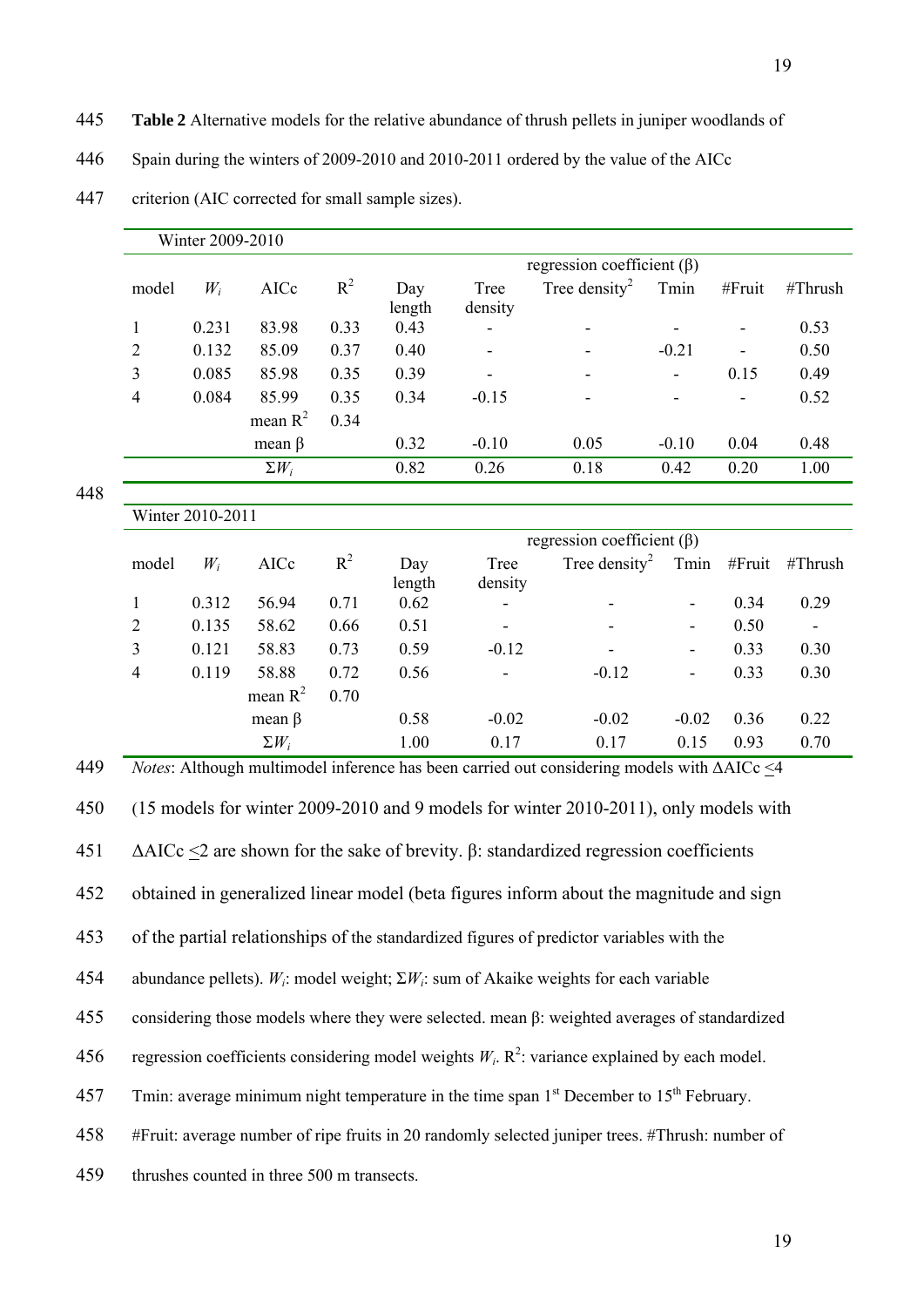**Table 2** Alternative models for the relative abundance of thrush pellets in juniper woodlands of Spain during the winters of 2009-2010 and 2010-2011 ordered by the value of the AICc criterion (AIC corrected for small sample sizes).

| Winter 2009-2010 | | | | | | | | | |
|---|---|---|---|---|---|---|---|---|---|
| | | | | regression coefficient (β) | | | | | |
| model | $W_i$ | AICc | $R^2$ | Day length | Tree density | Tree density$^2$ | Tmin | #Fruit | #Thrush |
| 1 | 0.231 | 83.98 | 0.33 | 0.43 | - | - | - | - | 0.53 |
| 2 | 0.132 | 85.09 | 0.37 | 0.40 | - | - | -0.21 | - | 0.50 |
| 3 | 0.085 | 85.98 | 0.35 | 0.39 | - | - | - | 0.15 | 0.49 |
| 4 | 0.084 | 85.99 | 0.35 | 0.34 | -0.15 | - | - | - | 0.52 |
| | | mean $R^2$ | 0.34 | | | | | | |
| | | mean β | | 0.32 | -0.10 | 0.05 | -0.10 | 0.04 | 0.48 |
| | | $\Sigma W_i$ | | 0.82 | 0.26 | 0.18 | 0.42 | 0.20 | 1.00 |

| Winter 2010-2011 | | | | | | | | | |
|---|---|---|---|---|---|---|---|---|---|
| | | | | regression coefficient (β) | | | | | |
| model | $W_i$ | AICc | $R^2$ | Day length | Tree density | Tree density$^2$ | Tmin | #Fruit | #Thrush |
| 1 | 0.312 | 56.94 | 0.71 | 0.62 | - | - | - | 0.34 | 0.29 |
| 2 | 0.135 | 58.62 | 0.66 | 0.51 | - | - | - | 0.50 | - |
| 3 | 0.121 | 58.83 | 0.73 | 0.59 | -0.12 | - | - | 0.33 | 0.30 |
| 4 | 0.119 | 58.88 | 0.72 | 0.56 | - | -0.12 | - | 0.33 | 0.30 |
| | | mean $R^2$ | 0.70 | | | | | | |
| | | mean β | | 0.58 | -0.02 | -0.02 | -0.02 | 0.36 | 0.22 |
| | | $\Sigma W_i$ | | 1.00 | 0.17 | 0.17 | 0.15 | 0.93 | 0.70 |

*Notes*: Although multimodel inference has been carried out considering models with ΔAICc ≤4 (15 models for winter 2009-2010 and 9 models for winter 2010-2011), only models with ΔAICc ≤2 are shown for the sake of brevity. β: standardized regression coefficients obtained in generalized linear model (beta figures inform about the magnitude and sign of the partial relationships of the standardized figures of predictor variables with the abundance pellets). $W_i$: model weight; $\Sigma W_i$: sum of Akaike weights for each variable considering those models where they were selected. mean β: weighted averages of standardized regression coefficients considering model weights $W_i$. $R^2$: variance explained by each model. Tmin: average minimum night temperature in the time span 1st December to 15th February. #Fruit: average number of ripe fruits in 20 randomly selected juniper trees. #Thrush: number of thrushes counted in three 500 m transects.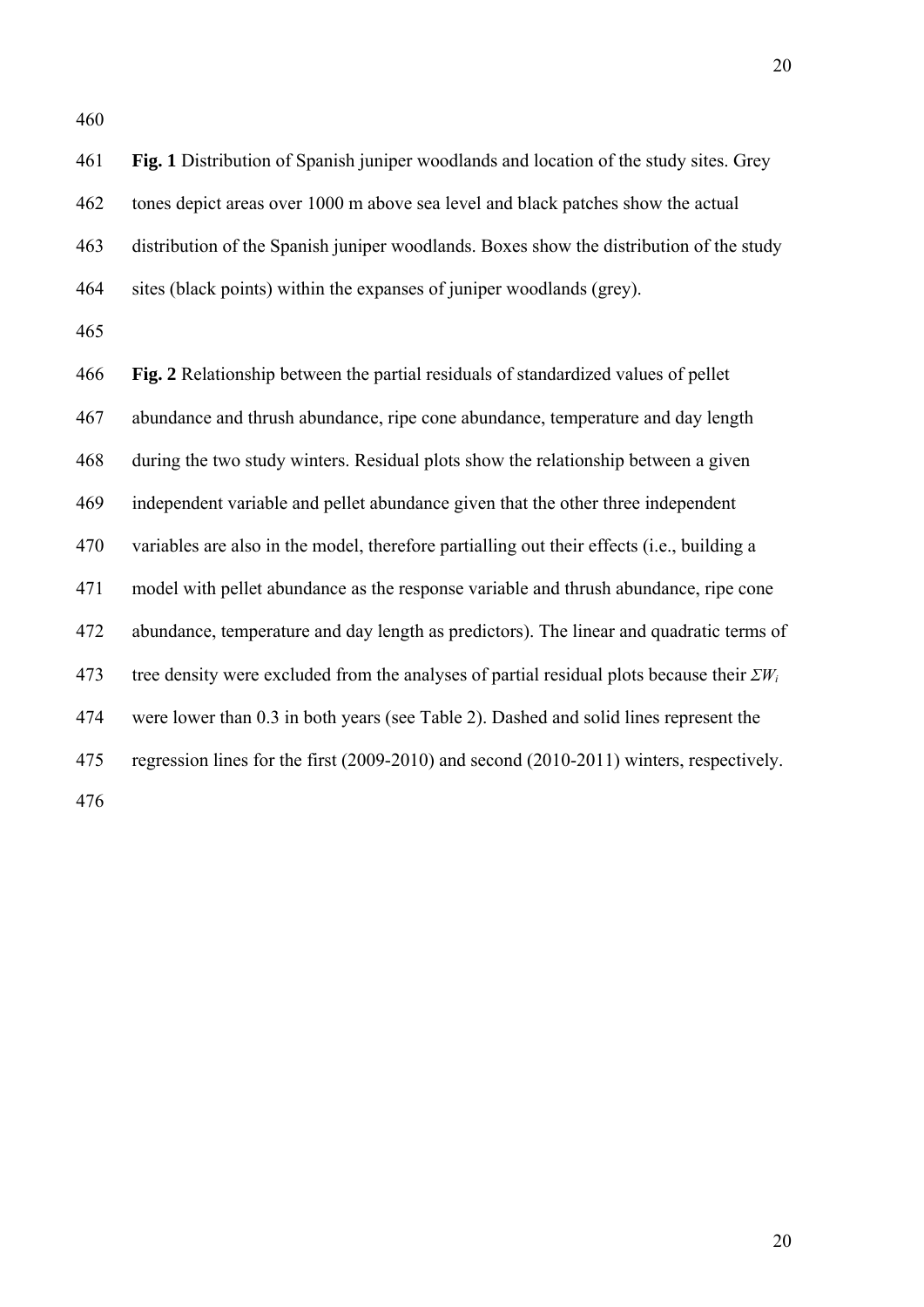**Fig. 1** Distribution of Spanish juniper woodlands and location of the study sites. Grey tones depict areas over 1000 m above sea level and black patches show the actual distribution of the Spanish juniper woodlands. Boxes show the distribution of the study sites (black points) within the expanses of juniper woodlands (grey).

**Fig. 2** Relationship between the partial residuals of standardized values of pellet abundance and thrush abundance, ripe cone abundance, temperature and day length during the two study winters. Residual plots show the relationship between a given independent variable and pellet abundance given that the other three independent variables are also in the model, therefore partialling out their effects (i.e., building a model with pellet abundance as the response variable and thrush abundance, ripe cone abundance, temperature and day length as predictors). The linear and quadratic terms of tree density were excluded from the analyses of partial residual plots because their $\Sigma W_i$ were lower than 0.3 in both years (see Table 2). Dashed and solid lines represent the regression lines for the first (2009-2010) and second (2010-2011) winters, respectively.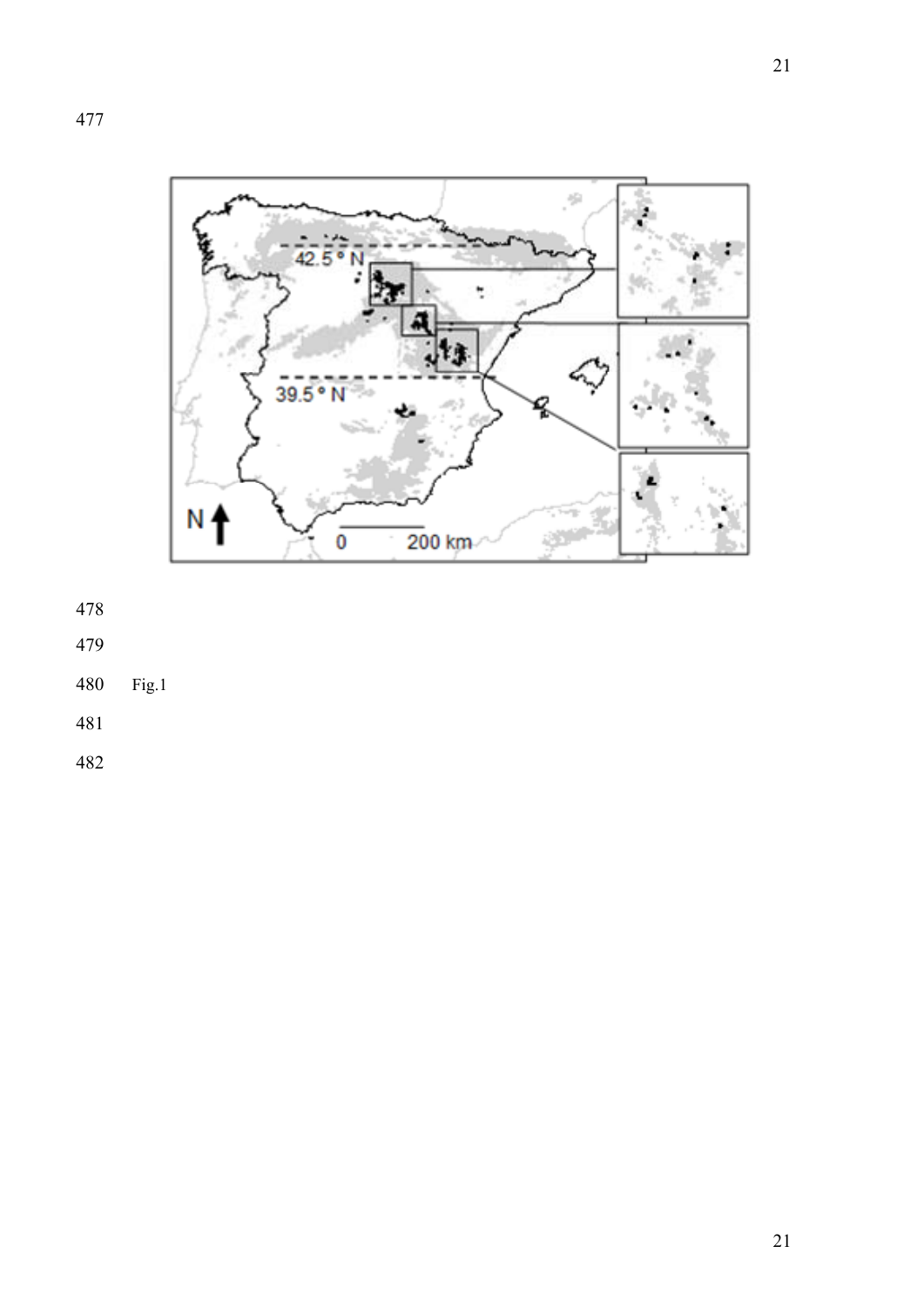Fig.1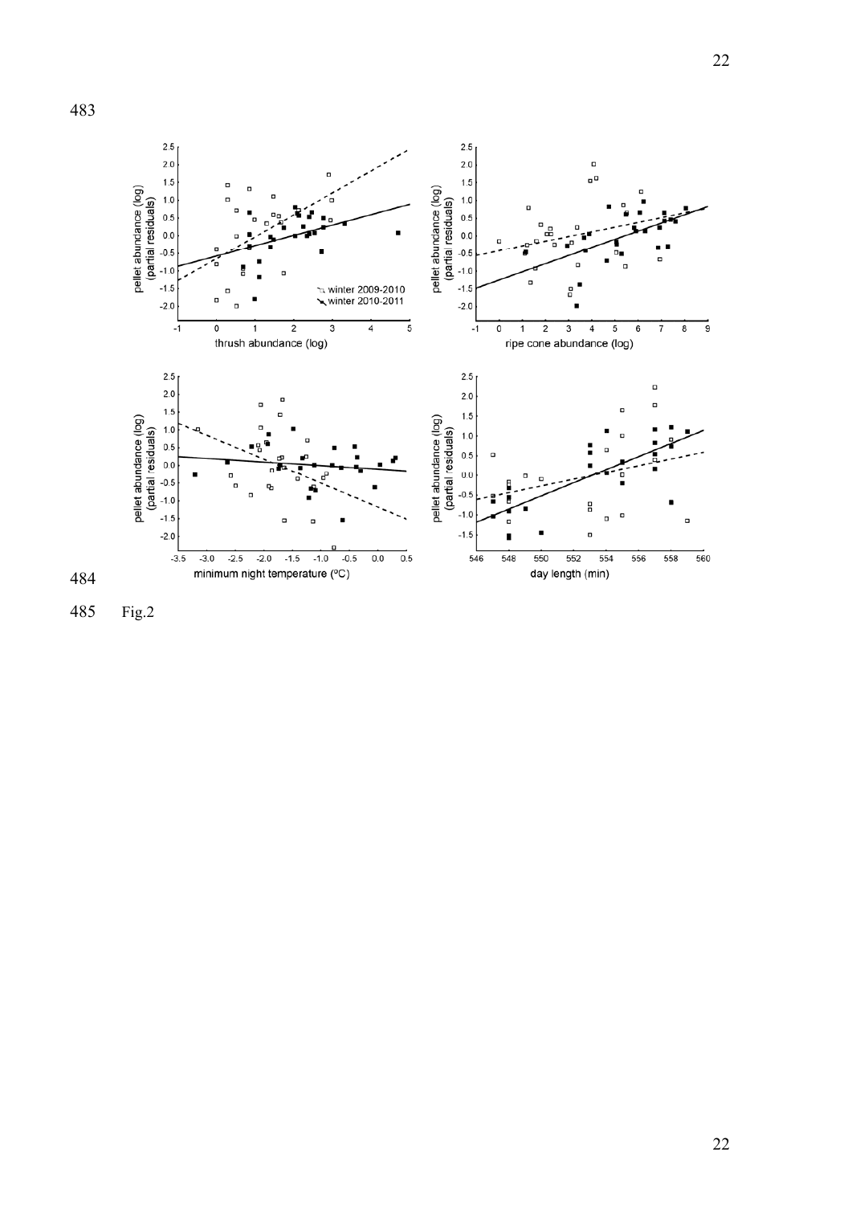pellet abundance (log) (partial residuals)

thrush abundance (log)

winter 2009-2010

winter 2010-2011

pellet abundance (log) (partial residuals)

ripe cone abundance (log)

pellet abundance (log) (partial residuals)

minimum night temperature (ºC)

pellet abundance (log) (partial residuals)

day length (min)

Fig.2